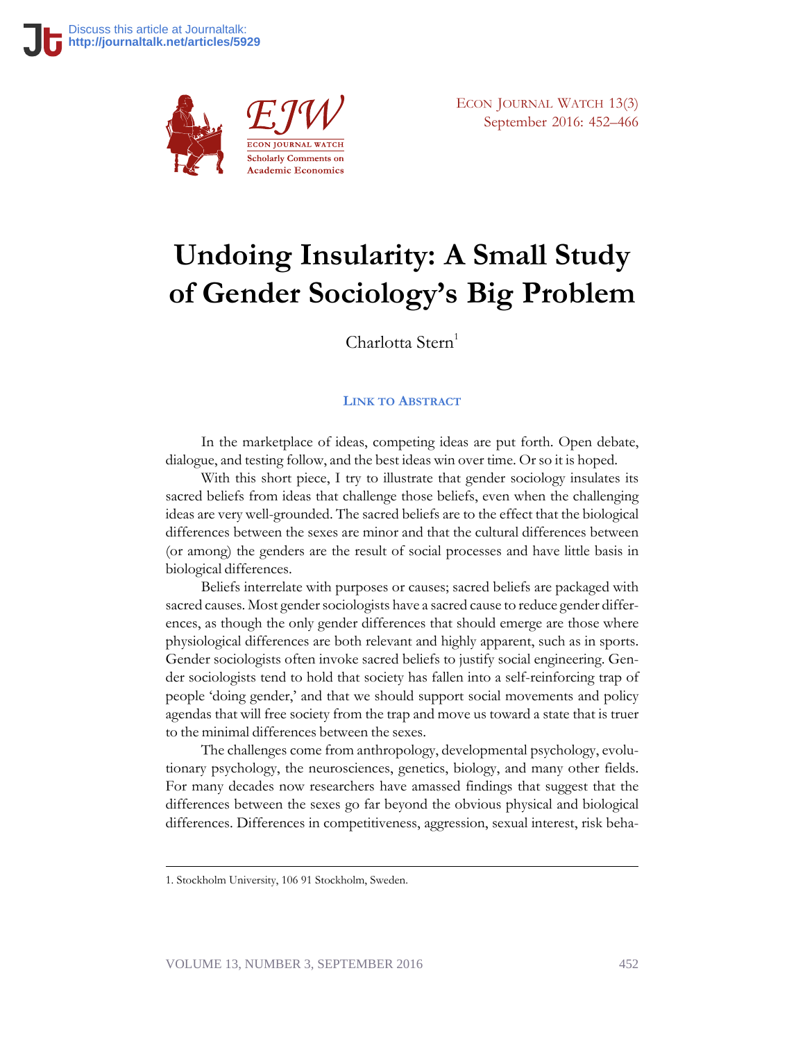# Undoing Insularity: A Small Study of Gender Sociology's Big Problem

Charlotta Stern[1]

LINK TO ABSTRACT

In the marketplace of ideas, competing ideas are put forth. Open debate, dialogue, and testing follow, and the best ideas win over time. Or so it is hoped.

With this short piece, I try to illustrate that gender sociology insulates its sacred beliefs from ideas that challenge those beliefs, even when the challenging ideas are very well-grounded. The sacred beliefs are to the effect that the biological differences between the sexes are minor and that the cultural differences between (or among) the genders are the result of social processes and have little basis in biological differences.

Beliefs interrelate with purposes or causes; sacred beliefs are packaged with sacred causes. Most gender sociologists have a sacred cause to reduce gender differences, as though the only gender differences that should emerge are those where physiological differences are both relevant and highly apparent, such as in sports. Gender sociologists often invoke sacred beliefs to justify social engineering. Gender sociologists tend to hold that society has fallen into a self-reinforcing trap of people 'doing gender,' and that we should support social movements and policy agendas that will free society from the trap and move us toward a state that is truer to the minimal differences between the sexes.

The challenges come from anthropology, developmental psychology, evolutionary psychology, the neurosciences, genetics, biology, and many other fields. For many decades now researchers have amassed findings that suggest that the differences between the sexes go far beyond the obvious physical and biological differences. Differences in competitiveness, aggression, sexual interest, risk beha-

1. Stockholm University, 106 91 Stockholm, Sweden.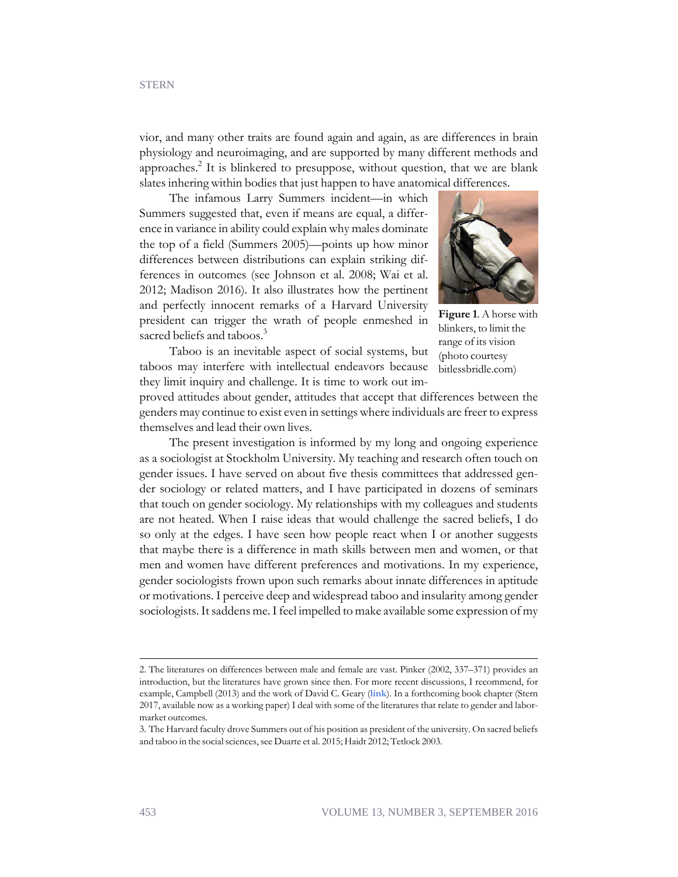vior, and many other traits are found again and again, as are differences in brain physiology and neuroimaging, and are supported by many different methods and approaches.[2] It is blinkered to presuppose, without question, that we are blank slates inhering within bodies that just happen to have anatomical differences.

The infamous Larry Summers incident—in which Summers suggested that, even if means are equal, a difference in variance in ability could explain why males dominate the top of a field (Summers 2005)—points up how minor differences between distributions can explain striking differences in outcomes (see Johnson et al. 2008; Wai et al. 2012; Madison 2016). It also illustrates how the pertinent and perfectly innocent remarks of a Harvard University president can trigger the wrath of people enmeshed in sacred beliefs and taboos.[3]

**Figure 1**. A horse with blinkers, to limit the range of its vision (photo courtesy bitlessbridle.com)

Taboo is an inevitable aspect of social systems, but taboos may interfere with intellectual endeavors because they limit inquiry and challenge. It is time to work out improved attitudes about gender, attitudes that accept that differences between the genders may continue to exist even in settings where individuals are freer to express themselves and lead their own lives.

The present investigation is informed by my long and ongoing experience as a sociologist at Stockholm University. My teaching and research often touch on gender issues. I have served on about five thesis committees that addressed gender sociology or related matters, and I have participated in dozens of seminars that touch on gender sociology. My relationships with my colleagues and students are not heated. When I raise ideas that would challenge the sacred beliefs, I do so only at the edges. I have seen how people react when I or another suggests that maybe there is a difference in math skills between men and women, or that men and women have different preferences and motivations. In my experience, gender sociologists frown upon such remarks about innate differences in aptitude or motivations. I perceive deep and widespread taboo and insularity among gender sociologists. It saddens me. I feel impelled to make available some expression of my

---

2. The literatures on differences between male and female are vast. Pinker (2002, 337–371) provides an introduction, but the literatures have grown since then. For more recent discussions, I recommend, for example, Campbell (2013) and the work of David C. Geary (link). In a forthcoming book chapter (Stern 2017, available now as a working paper) I deal with some of the literatures that relate to gender and labor-market outcomes.

3. The Harvard faculty drove Summers out of his position as president of the university. On sacred beliefs and taboo in the social sciences, see Duarte et al. 2015; Haidt 2012; Tetlock 2003.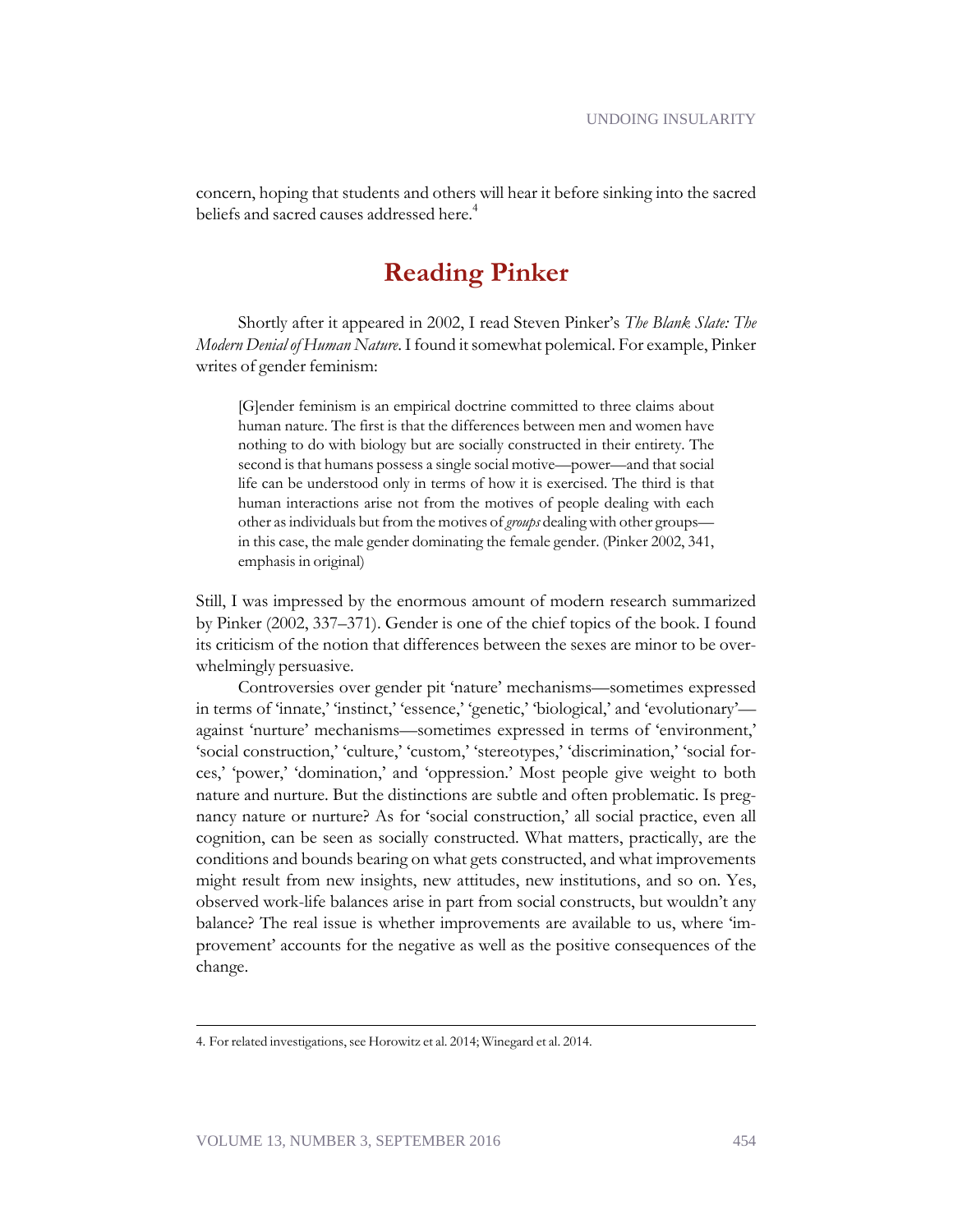concern, hoping that students and others will hear it before sinking into the sacred beliefs and sacred causes addressed here.[4]

## Reading Pinker

Shortly after it appeared in 2002, I read Steven Pinker's *The Blank Slate: The Modern Denial of Human Nature*. I found it somewhat polemical. For example, Pinker writes of gender feminism:

> [G]ender feminism is an empirical doctrine committed to three claims about human nature. The first is that the differences between men and women have nothing to do with biology but are socially constructed in their entirety. The second is that humans possess a single social motive—power—and that social life can be understood only in terms of how it is exercised. The third is that human interactions arise not from the motives of people dealing with each other as individuals but from the motives of *groups* dealing with other groups—in this case, the male gender dominating the female gender. (Pinker 2002, 341, emphasis in original)

Still, I was impressed by the enormous amount of modern research summarized by Pinker (2002, 337–371). Gender is one of the chief topics of the book. I found its criticism of the notion that differences between the sexes are minor to be overwhelmingly persuasive.

Controversies over gender pit 'nature' mechanisms—sometimes expressed in terms of 'innate,' 'instinct,' 'essence,' 'genetic,' 'biological,' and 'evolutionary'—against 'nurture' mechanisms—sometimes expressed in terms of 'environment,' 'social construction,' 'culture,' 'custom,' 'stereotypes,' 'discrimination,' 'social forces,' 'power,' 'domination,' and 'oppression.' Most people give weight to both nature and nurture. But the distinctions are subtle and often problematic. Is pregnancy nature or nurture? As for 'social construction,' all social practice, even all cognition, can be seen as socially constructed. What matters, practically, are the conditions and bounds bearing on what gets constructed, and what improvements might result from new insights, new attitudes, new institutions, and so on. Yes, observed work-life balances arise in part from social constructs, but wouldn't any balance? The real issue is whether improvements are available to us, where 'improvement' accounts for the negative as well as the positive consequences of the change.

---

4. For related investigations, see Horowitz et al. 2014; Winegard et al. 2014.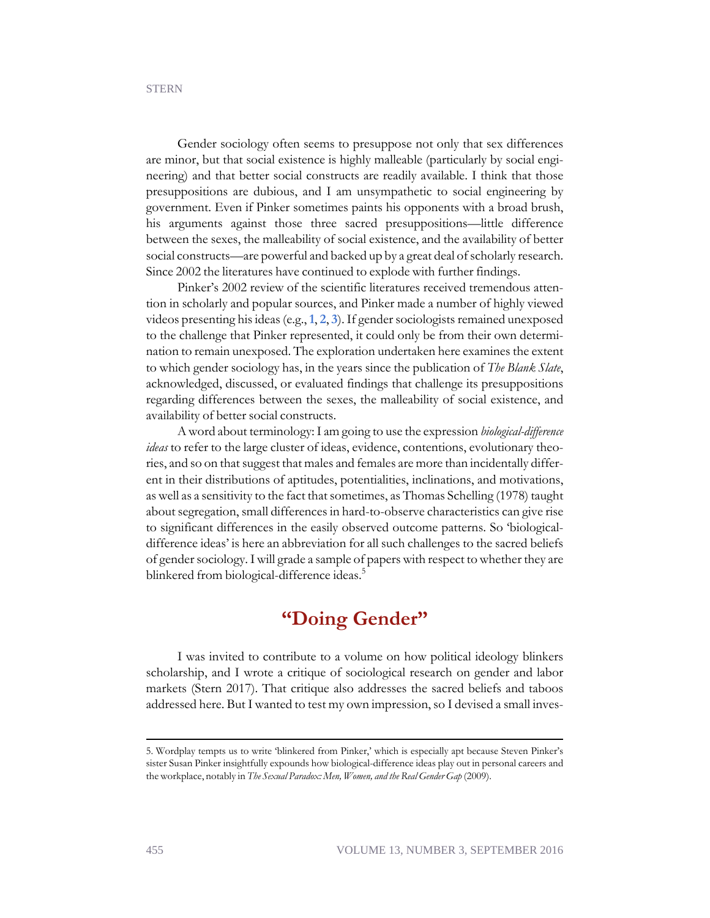Gender sociology often seems to presuppose not only that sex differences are minor, but that social existence is highly malleable (particularly by social engineering) and that better social constructs are readily available. I think that those presuppositions are dubious, and I am unsympathetic to social engineering by government. Even if Pinker sometimes paints his opponents with a broad brush, his arguments against those three sacred presuppositions—little difference between the sexes, the malleability of social existence, and the availability of better social constructs—are powerful and backed up by a great deal of scholarly research. Since 2002 the literatures have continued to explode with further findings.

Pinker's 2002 review of the scientific literatures received tremendous attention in scholarly and popular sources, and Pinker made a number of highly viewed videos presenting his ideas (e.g., 1, 2, 3). If gender sociologists remained unexposed to the challenge that Pinker represented, it could only be from their own determination to remain unexposed. The exploration undertaken here examines the extent to which gender sociology has, in the years since the publication of *The Blank Slate*, acknowledged, discussed, or evaluated findings that challenge its presuppositions regarding differences between the sexes, the malleability of social existence, and availability of better social constructs.

A word about terminology: I am going to use the expression *biological-difference ideas* to refer to the large cluster of ideas, evidence, contentions, evolutionary theories, and so on that suggest that males and females are more than incidentally different in their distributions of aptitudes, potentialities, inclinations, and motivations, as well as a sensitivity to the fact that sometimes, as Thomas Schelling (1978) taught about segregation, small differences in hard-to-observe characteristics can give rise to significant differences in the easily observed outcome patterns. So 'biological-difference ideas' is here an abbreviation for all such challenges to the sacred beliefs of gender sociology. I will grade a sample of papers with respect to whether they are blinkered from biological-difference ideas.[5]

## "Doing Gender"

I was invited to contribute to a volume on how political ideology blinkers scholarship, and I wrote a critique of sociological research on gender and labor markets (Stern 2017). That critique also addresses the sacred beliefs and taboos addressed here. But I wanted to test my own impression, so I devised a small inves-

---

5. Wordplay tempts us to write 'blinkered from Pinker,' which is especially apt because Steven Pinker's sister Susan Pinker insightfully expounds how biological-difference ideas play out in personal careers and the workplace, notably in *The Sexual Paradox: Men, Women, and the Real Gender Gap* (2009).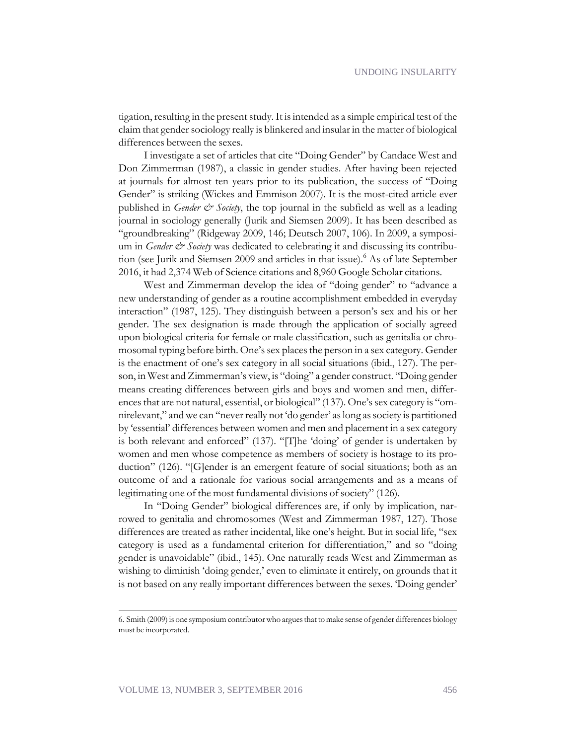tigation, resulting in the present study. It is intended as a simple empirical test of the claim that gender sociology really is blinkered and insular in the matter of biological differences between the sexes.

I investigate a set of articles that cite "Doing Gender" by Candace West and Don Zimmerman (1987), a classic in gender studies. After having been rejected at journals for almost ten years prior to its publication, the success of "Doing Gender" is striking (Wickes and Emmison 2007). It is the most-cited article ever published in *Gender & Society*, the top journal in the subfield as well as a leading journal in sociology generally (Jurik and Siemsen 2009). It has been described as "groundbreaking" (Ridgeway 2009, 146; Deutsch 2007, 106). In 2009, a symposium in *Gender & Society* was dedicated to celebrating it and discussing its contribution (see Jurik and Siemsen 2009 and articles in that issue).[6] As of late September 2016, it had 2,374 Web of Science citations and 8,960 Google Scholar citations.

West and Zimmerman develop the idea of "doing gender" to "advance a new understanding of gender as a routine accomplishment embedded in everyday interaction" (1987, 125). They distinguish between a person's sex and his or her gender. The sex designation is made through the application of socially agreed upon biological criteria for female or male classification, such as genitalia or chromosomal typing before birth. One's sex places the person in a sex category. Gender is the enactment of one's sex category in all social situations (ibid., 127). The person, in West and Zimmerman's view, is "doing" a gender construct. "Doing gender means creating differences between girls and boys and women and men, differences that are not natural, essential, or biological" (137). One's sex category is "omnirelevant," and we can "never really not 'do gender' as long as society is partitioned by 'essential' differences between women and men and placement in a sex category is both relevant and enforced" (137). "[T]he 'doing' of gender is undertaken by women and men whose competence as members of society is hostage to its production" (126). "[G]ender is an emergent feature of social situations; both as an outcome of and a rationale for various social arrangements and as a means of legitimating one of the most fundamental divisions of society" (126).

In "Doing Gender" biological differences are, if only by implication, narrowed to genitalia and chromosomes (West and Zimmerman 1987, 127). Those differences are treated as rather incidental, like one's height. But in social life, "sex category is used as a fundamental criterion for differentiation," and so "doing gender is unavoidable" (ibid., 145). One naturally reads West and Zimmerman as wishing to diminish 'doing gender,' even to eliminate it entirely, on grounds that it is not based on any really important differences between the sexes. 'Doing gender'

6. Smith (2009) is one symposium contributor who argues that to make sense of gender differences biology must be incorporated.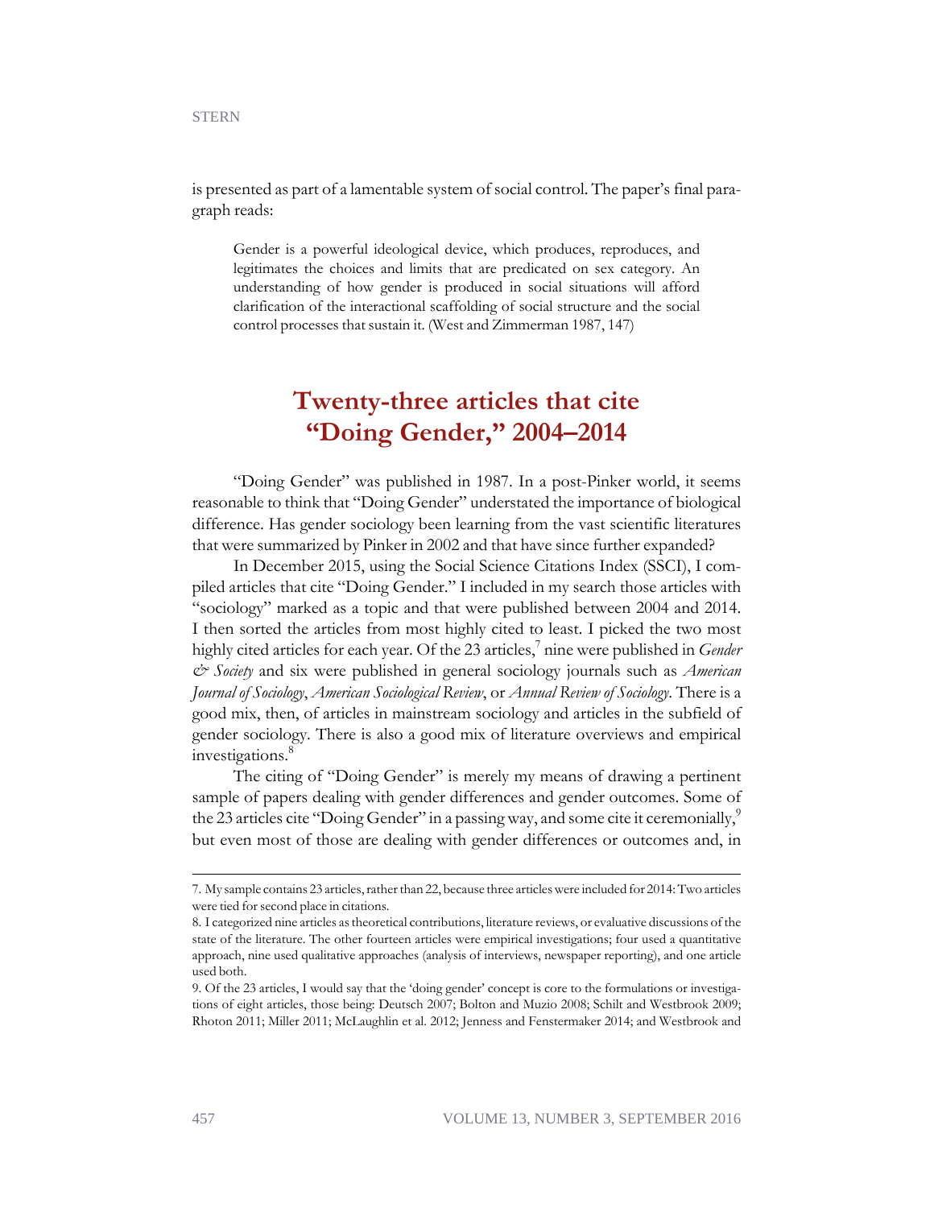is presented as part of a lamentable system of social control. The paper's final paragraph reads:

> Gender is a powerful ideological device, which produces, reproduces, and legitimates the choices and limits that are predicated on sex category. An understanding of how gender is produced in social situations will afford clarification of the interactional scaffolding of social structure and the social control processes that sustain it. (West and Zimmerman 1987, 147)

## Twenty-three articles that cite "Doing Gender," 2004–2014

"Doing Gender" was published in 1987. In a post-Pinker world, it seems reasonable to think that "Doing Gender" understated the importance of biological difference. Has gender sociology been learning from the vast scientific literatures that were summarized by Pinker in 2002 and that have since further expanded?

In December 2015, using the Social Science Citations Index (SSCI), I compiled articles that cite "Doing Gender." I included in my search those articles with "sociology" marked as a topic and that were published between 2004 and 2014. I then sorted the articles from most highly cited to least. I picked the two most highly cited articles for each year. Of the 23 articles,[7] nine were published in *Gender & Society* and six were published in general sociology journals such as *American Journal of Sociology*, *American Sociological Review*, or *Annual Review of Sociology*. There is a good mix, then, of articles in mainstream sociology and articles in the subfield of gender sociology. There is also a good mix of literature overviews and empirical investigations.[8]

The citing of "Doing Gender" is merely my means of drawing a pertinent sample of papers dealing with gender differences and gender outcomes. Some of the 23 articles cite "Doing Gender" in a passing way, and some cite it ceremonially,[9] but even most of those are dealing with gender differences or outcomes and, in

---

7. My sample contains 23 articles, rather than 22, because three articles were included for 2014: Two articles were tied for second place in citations.

8. I categorized nine articles as theoretical contributions, literature reviews, or evaluative discussions of the state of the literature. The other fourteen articles were empirical investigations; four used a quantitative approach, nine used qualitative approaches (analysis of interviews, newspaper reporting), and one article used both.

9. Of the 23 articles, I would say that the 'doing gender' concept is core to the formulations or investigations of eight articles, those being: Deutsch 2007; Bolton and Muzio 2008; Schilt and Westbrook 2009; Rhoton 2011; Miller 2011; McLaughlin et al. 2012; Jenness and Fenstermaker 2014; and Westbrook and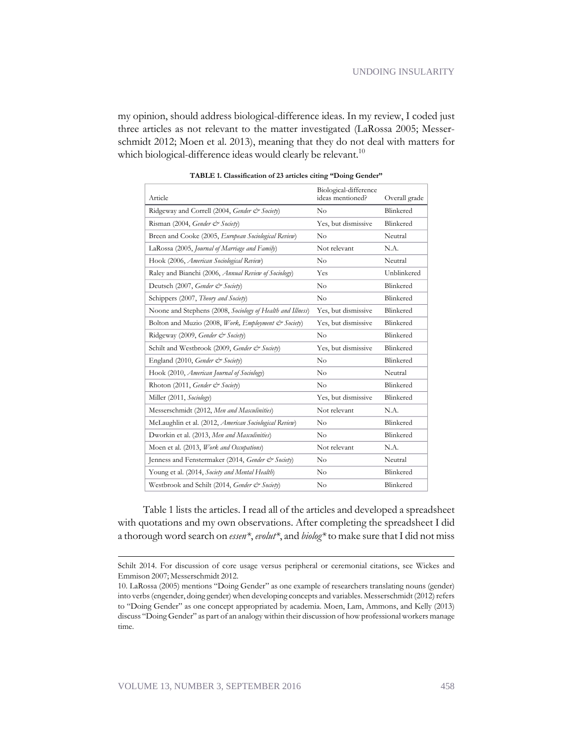my opinion, should address biological-difference ideas. In my review, I coded just three articles as not relevant to the matter investigated (LaRossa 2005; Messerschmidt 2012; Moen et al. 2013), meaning that they do not deal with matters for which biological-difference ideas would clearly be relevant.[10]

**TABLE 1. Classification of 23 articles citing "Doing Gender"**

| Article | Biological-difference ideas mentioned? | Overall grade |
|---|---|---|
| Ridgeway and Correll (2004, *Gender & Society*) | No | Blinkered |
| Risman (2004, *Gender & Society*) | Yes, but dismissive | Blinkered |
| Breen and Cooke (2005, *European Sociological Review*) | No | Neutral |
| LaRossa (2005, *Journal of Marriage and Family*) | Not relevant | N.A. |
| Hook (2006, *American Sociological Review*) | No | Neutral |
| Raley and Bianchi (2006, *Annual Review of Sociology*) | Yes | Unblinkered |
| Deutsch (2007, *Gender & Society*) | No | Blinkered |
| Schippers (2007, *Theory and Society*) | No | Blinkered |
| Noone and Stephens (2008, *Sociology of Health and Illness*) | Yes, but dismissive | Blinkered |
| Bolton and Muzio (2008, *Work, Employment & Society*) | Yes, but dismissive | Blinkered |
| Ridgeway (2009, *Gender & Society*) | No | Blinkered |
| Schilt and Westbrook (2009, *Gender & Society*) | Yes, but dismissive | Blinkered |
| England (2010, *Gender & Society*) | No | Blinkered |
| Hook (2010, *American Journal of Sociology*) | No | Neutral |
| Rhoton (2011, *Gender & Society*) | No | Blinkered |
| Miller (2011, *Sociology*) | Yes, but dismissive | Blinkered |
| Messerschmidt (2012, *Men and Masculinities*) | Not relevant | N.A. |
| McLaughlin et al. (2012, *American Sociological Review*) | No | Blinkered |
| Dworkin et al. (2013, *Men and Masculinities*) | No | Blinkered |
| Moen et al. (2013, *Work and Occupations*) | Not relevant | N.A. |
| Jenness and Fenstermaker (2014, *Gender & Society*) | No | Neutral |
| Young et al. (2014, *Society and Mental Health*) | No | Blinkered |
| Westbrook and Schilt (2014, *Gender & Society*) | No | Blinkered |

Table 1 lists the articles. I read all of the articles and developed a spreadsheet with quotations and my own observations. After completing the spreadsheet I did a thorough word search on *essen**, *evolut**, and *biolog** to make sure that I did not miss

---

Schilt 2014. For discussion of core usage versus peripheral or ceremonial citations, see Wickes and Emmison 2007; Messerschmidt 2012.

10. LaRossa (2005) mentions "Doing Gender" as one example of researchers translating nouns (gender) into verbs (engender, doing gender) when developing concepts and variables. Messerschmidt (2012) refers to "Doing Gender" as one concept appropriated by academia. Moen, Lam, Ammons, and Kelly (2013) discuss "Doing Gender" as part of an analogy within their discussion of how professional workers manage time.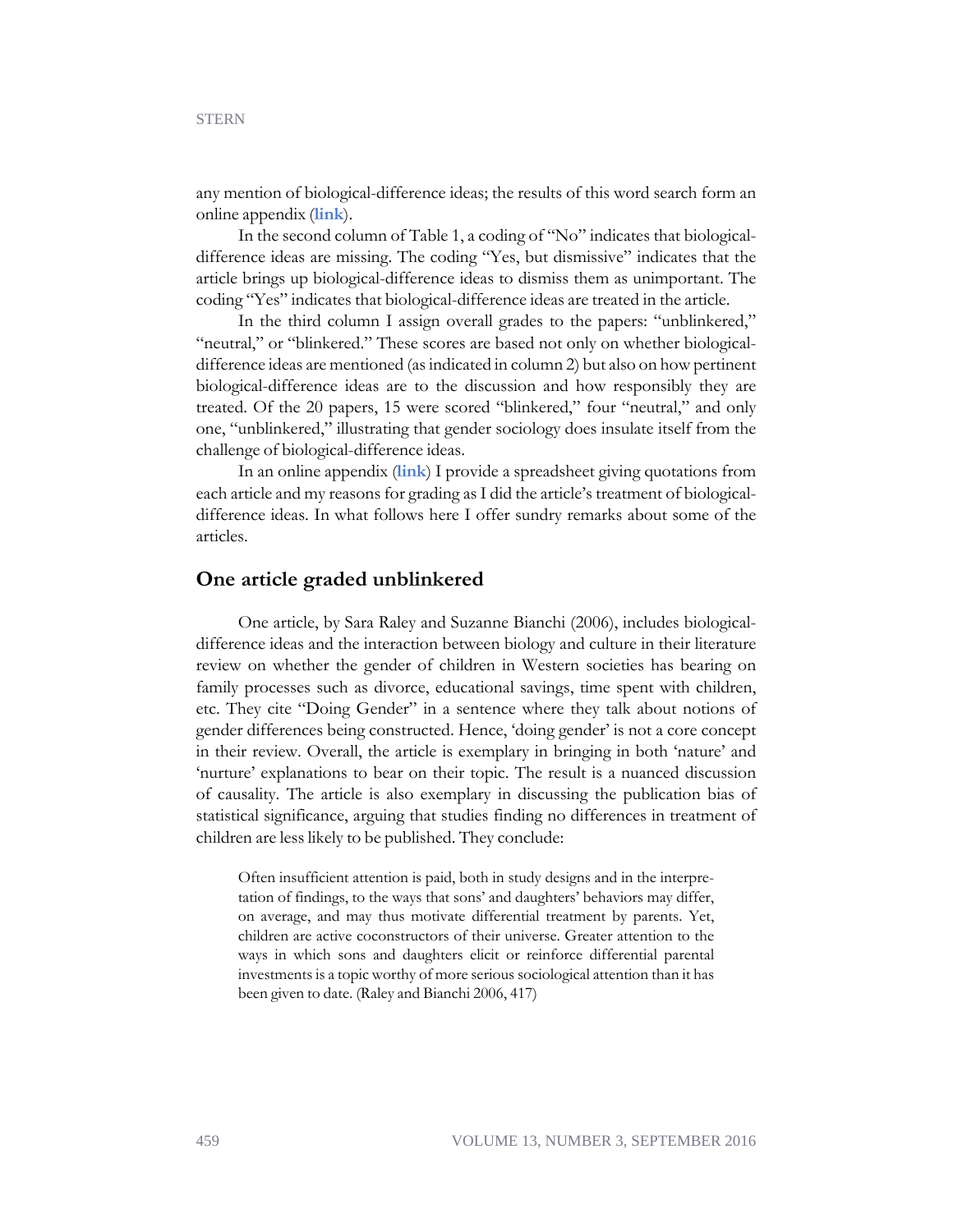any mention of biological-difference ideas; the results of this word search form an online appendix (**link**).

In the second column of Table 1, a coding of "No" indicates that biological-difference ideas are missing. The coding "Yes, but dismissive" indicates that the article brings up biological-difference ideas to dismiss them as unimportant. The coding "Yes" indicates that biological-difference ideas are treated in the article.

In the third column I assign overall grades to the papers: "unblinkered," "neutral," or "blinkered." These scores are based not only on whether biological-difference ideas are mentioned (as indicated in column 2) but also on how pertinent biological-difference ideas are to the discussion and how responsibly they are treated. Of the 20 papers, 15 were scored "blinkered," four "neutral," and only one, "unblinkered," illustrating that gender sociology does insulate itself from the challenge of biological-difference ideas.

In an online appendix (**link**) I provide a spreadsheet giving quotations from each article and my reasons for grading as I did the article's treatment of biological-difference ideas. In what follows here I offer sundry remarks about some of the articles.

## One article graded unblinkered

One article, by Sara Raley and Suzanne Bianchi (2006), includes biological-difference ideas and the interaction between biology and culture in their literature review on whether the gender of children in Western societies has bearing on family processes such as divorce, educational savings, time spent with children, etc. They cite "Doing Gender" in a sentence where they talk about notions of gender differences being constructed. Hence, 'doing gender' is not a core concept in their review. Overall, the article is exemplary in bringing in both 'nature' and 'nurture' explanations to bear on their topic. The result is a nuanced discussion of causality. The article is also exemplary in discussing the publication bias of statistical significance, arguing that studies finding no differences in treatment of children are less likely to be published. They conclude:

> Often insufficient attention is paid, both in study designs and in the interpretation of findings, to the ways that sons' and daughters' behaviors may differ, on average, and may thus motivate differential treatment by parents. Yet, children are active coconstructors of their universe. Greater attention to the ways in which sons and daughters elicit or reinforce differential parental investments is a topic worthy of more serious sociological attention than it has been given to date. (Raley and Bianchi 2006, 417)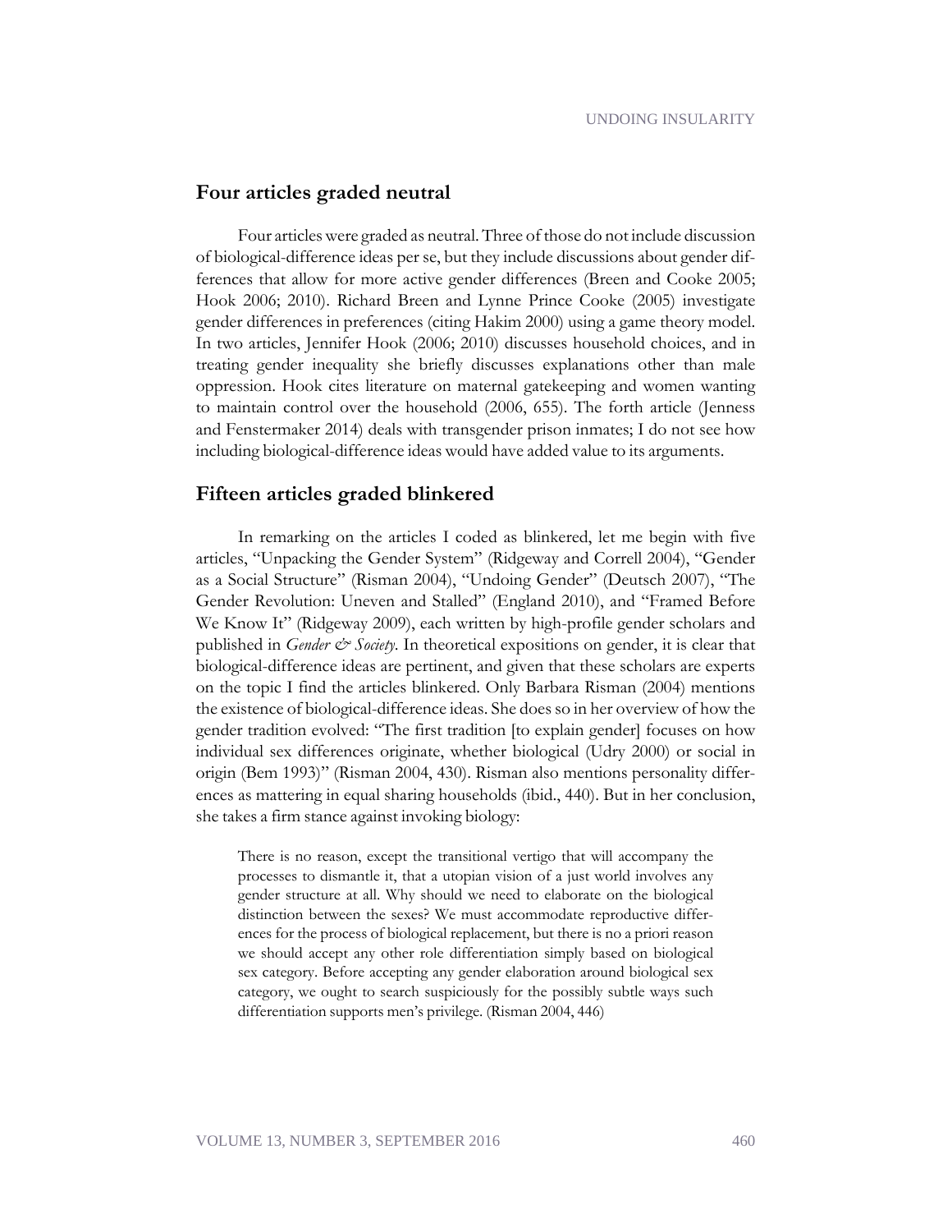## Four articles graded neutral

Four articles were graded as neutral. Three of those do not include discussion of biological-difference ideas per se, but they include discussions about gender differences that allow for more active gender differences (Breen and Cooke 2005; Hook 2006; 2010). Richard Breen and Lynne Prince Cooke (2005) investigate gender differences in preferences (citing Hakim 2000) using a game theory model. In two articles, Jennifer Hook (2006; 2010) discusses household choices, and in treating gender inequality she briefly discusses explanations other than male oppression. Hook cites literature on maternal gatekeeping and women wanting to maintain control over the household (2006, 655). The forth article (Jenness and Fenstermaker 2014) deals with transgender prison inmates; I do not see how including biological-difference ideas would have added value to its arguments.

## Fifteen articles graded blinkered

In remarking on the articles I coded as blinkered, let me begin with five articles, "Unpacking the Gender System" (Ridgeway and Correll 2004), "Gender as a Social Structure" (Risman 2004), "Undoing Gender" (Deutsch 2007), "The Gender Revolution: Uneven and Stalled" (England 2010), and "Framed Before We Know It" (Ridgeway 2009), each written by high-profile gender scholars and published in *Gender & Society*. In theoretical expositions on gender, it is clear that biological-difference ideas are pertinent, and given that these scholars are experts on the topic I find the articles blinkered. Only Barbara Risman (2004) mentions the existence of biological-difference ideas. She does so in her overview of how the gender tradition evolved: "The first tradition [to explain gender] focuses on how individual sex differences originate, whether biological (Udry 2000) or social in origin (Bem 1993)" (Risman 2004, 430). Risman also mentions personality differences as mattering in equal sharing households (ibid., 440). But in her conclusion, she takes a firm stance against invoking biology:

> There is no reason, except the transitional vertigo that will accompany the processes to dismantle it, that a utopian vision of a just world involves any gender structure at all. Why should we need to elaborate on the biological distinction between the sexes? We must accommodate reproductive differences for the process of biological replacement, but there is no a priori reason we should accept any other role differentiation simply based on biological sex category. Before accepting any gender elaboration around biological sex category, we ought to search suspiciously for the possibly subtle ways such differentiation supports men's privilege. (Risman 2004, 446)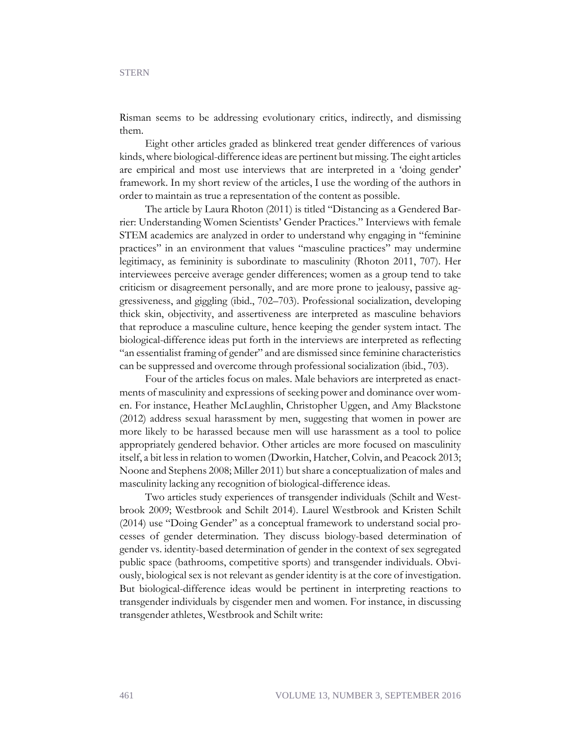Risman seems to be addressing evolutionary critics, indirectly, and dismissing them.

Eight other articles graded as blinkered treat gender differences of various kinds, where biological-difference ideas are pertinent but missing. The eight articles are empirical and most use interviews that are interpreted in a 'doing gender' framework. In my short review of the articles, I use the wording of the authors in order to maintain as true a representation of the content as possible.

The article by Laura Rhoton (2011) is titled "Distancing as a Gendered Barrier: Understanding Women Scientists' Gender Practices." Interviews with female STEM academics are analyzed in order to understand why engaging in "feminine practices" in an environment that values "masculine practices" may undermine legitimacy, as femininity is subordinate to masculinity (Rhoton 2011, 707). Her interviewees perceive average gender differences; women as a group tend to take criticism or disagreement personally, and are more prone to jealousy, passive aggressiveness, and giggling (ibid., 702–703). Professional socialization, developing thick skin, objectivity, and assertiveness are interpreted as masculine behaviors that reproduce a masculine culture, hence keeping the gender system intact. The biological-difference ideas put forth in the interviews are interpreted as reflecting "an essentialist framing of gender" and are dismissed since feminine characteristics can be suppressed and overcome through professional socialization (ibid., 703).

Four of the articles focus on males. Male behaviors are interpreted as enactments of masculinity and expressions of seeking power and dominance over women. For instance, Heather McLaughlin, Christopher Uggen, and Amy Blackstone (2012) address sexual harassment by men, suggesting that women in power are more likely to be harassed because men will use harassment as a tool to police appropriately gendered behavior. Other articles are more focused on masculinity itself, a bit less in relation to women (Dworkin, Hatcher, Colvin, and Peacock 2013; Noone and Stephens 2008; Miller 2011) but share a conceptualization of males and masculinity lacking any recognition of biological-difference ideas.

Two articles study experiences of transgender individuals (Schilt and Westbrook 2009; Westbrook and Schilt 2014). Laurel Westbrook and Kristen Schilt (2014) use "Doing Gender" as a conceptual framework to understand social processes of gender determination. They discuss biology-based determination of gender vs. identity-based determination of gender in the context of sex segregated public space (bathrooms, competitive sports) and transgender individuals. Obviously, biological sex is not relevant as gender identity is at the core of investigation. But biological-difference ideas would be pertinent in interpreting reactions to transgender individuals by cisgender men and women. For instance, in discussing transgender athletes, Westbrook and Schilt write: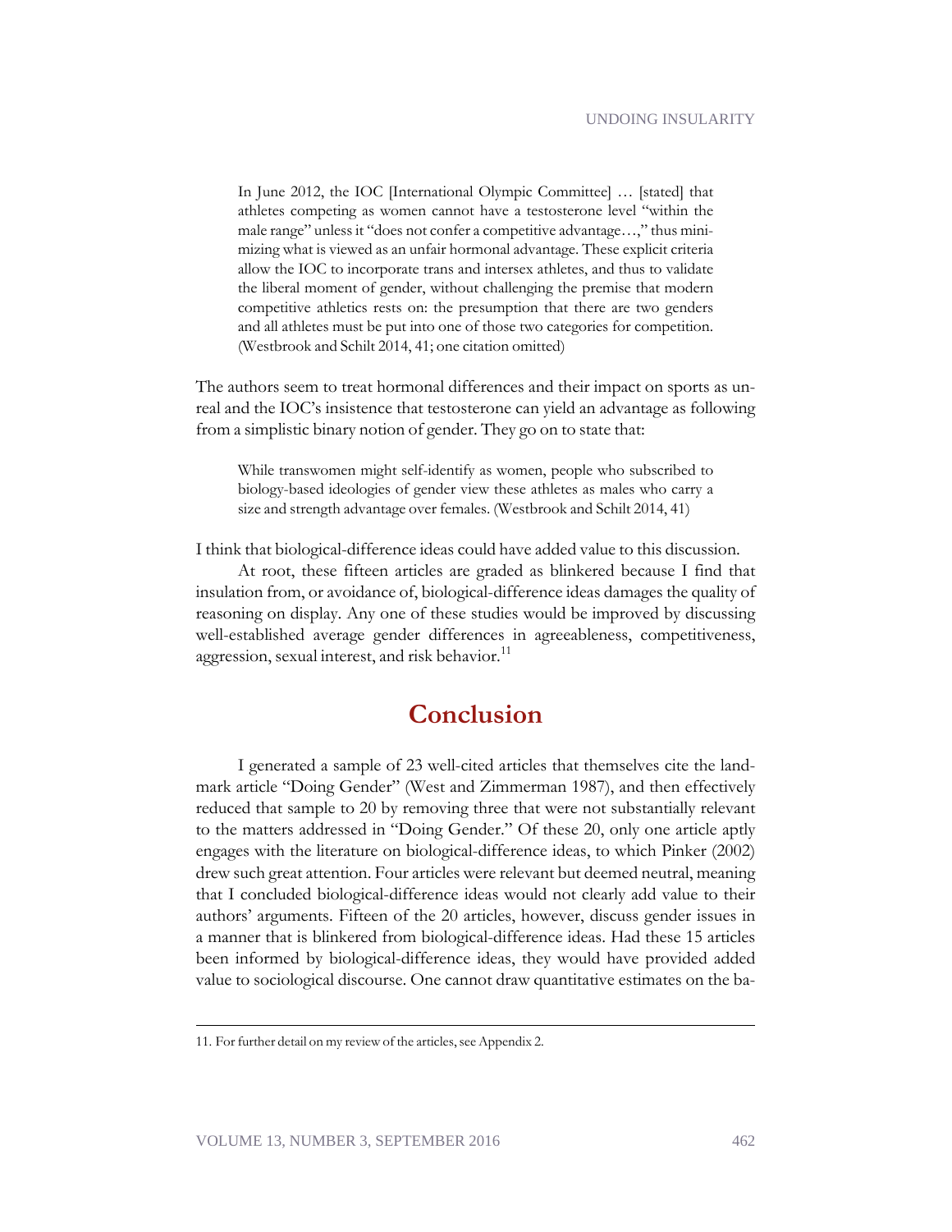> In June 2012, the IOC [International Olympic Committee] … [stated] that athletes competing as women cannot have a testosterone level "within the male range" unless it "does not confer a competitive advantage…," thus minimizing what is viewed as an unfair hormonal advantage. These explicit criteria allow the IOC to incorporate trans and intersex athletes, and thus to validate the liberal moment of gender, without challenging the premise that modern competitive athletics rests on: the presumption that there are two genders and all athletes must be put into one of those two categories for competition. (Westbrook and Schilt 2014, 41; one citation omitted)

The authors seem to treat hormonal differences and their impact on sports as unreal and the IOC's insistence that testosterone can yield an advantage as following from a simplistic binary notion of gender. They go on to state that:

> While transwomen might self-identify as women, people who subscribed to biology-based ideologies of gender view these athletes as males who carry a size and strength advantage over females. (Westbrook and Schilt 2014, 41)

I think that biological-difference ideas could have added value to this discussion.

At root, these fifteen articles are graded as blinkered because I find that insulation from, or avoidance of, biological-difference ideas damages the quality of reasoning on display. Any one of these studies would be improved by discussing well-established average gender differences in agreeableness, competitiveness, aggression, sexual interest, and risk behavior.[11]

## Conclusion

I generated a sample of 23 well-cited articles that themselves cite the landmark article "Doing Gender" (West and Zimmerman 1987), and then effectively reduced that sample to 20 by removing three that were not substantially relevant to the matters addressed in "Doing Gender." Of these 20, only one article aptly engages with the literature on biological-difference ideas, to which Pinker (2002) drew such great attention. Four articles were relevant but deemed neutral, meaning that I concluded biological-difference ideas would not clearly add value to their authors' arguments. Fifteen of the 20 articles, however, discuss gender issues in a manner that is blinkered from biological-difference ideas. Had these 15 articles been informed by biological-difference ideas, they would have provided added value to sociological discourse. One cannot draw quantitative estimates on the ba-

11. For further detail on my review of the articles, see Appendix 2.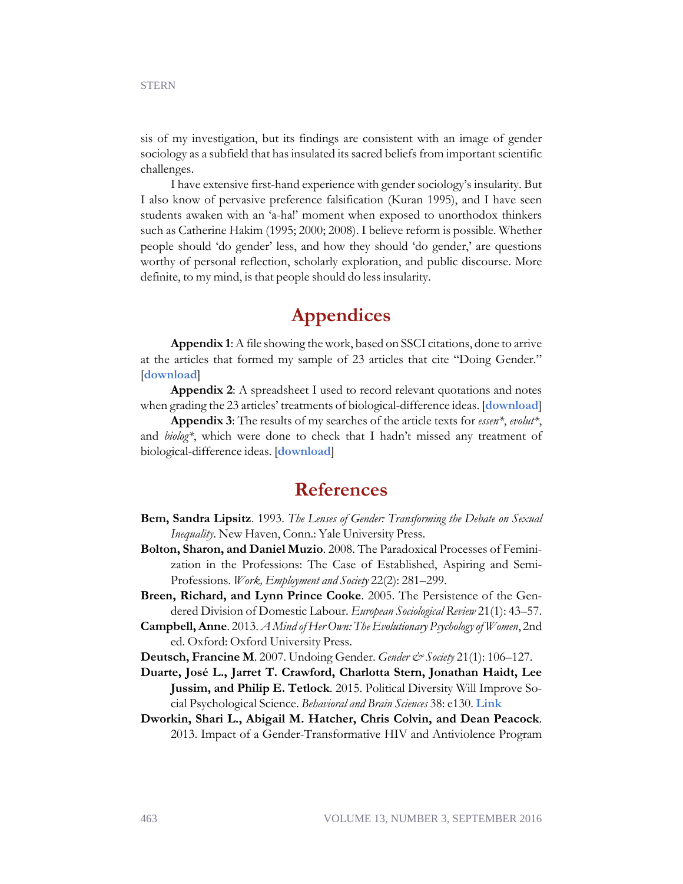sis of my investigation, but its findings are consistent with an image of gender sociology as a subfield that has insulated its sacred beliefs from important scientific challenges.

I have extensive first-hand experience with gender sociology's insularity. But I also know of pervasive preference falsification (Kuran 1995), and I have seen students awaken with an 'a-ha!' moment when exposed to unorthodox thinkers such as Catherine Hakim (1995; 2000; 2008). I believe reform is possible. Whether people should 'do gender' less, and how they should 'do gender,' are questions worthy of personal reflection, scholarly exploration, and public discourse. More definite, to my mind, is that people should do less insularity.

## Appendices

**Appendix 1**: A file showing the work, based on SSCI citations, done to arrive at the articles that formed my sample of 23 articles that cite "Doing Gender." [**download**]

**Appendix 2**: A spreadsheet I used to record relevant quotations and notes when grading the 23 articles' treatments of biological-difference ideas. [**download**]

**Appendix 3**: The results of my searches of the article texts for *essen\**, *evolut\**, and *biolog\**, which were done to check that I hadn't missed any treatment of biological-difference ideas. [**download**]

## References

**Bem, Sandra Lipsitz**. 1993. *The Lenses of Gender: Transforming the Debate on Sexual Inequality*. New Haven, Conn.: Yale University Press.

**Bolton, Sharon, and Daniel Muzio**. 2008. The Paradoxical Processes of Feminization in the Professions: The Case of Established, Aspiring and Semi-Professions. *Work, Employment and Society* 22(2): 281–299.

**Breen, Richard, and Lynn Prince Cooke**. 2005. The Persistence of the Gendered Division of Domestic Labour. *European Sociological Review* 21(1): 43–57.

**Campbell, Anne**. 2013. *A Mind of Her Own: The Evolutionary Psychology of Women*, 2nd ed. Oxford: Oxford University Press.

**Deutsch, Francine M**. 2007. Undoing Gender. *Gender & Society* 21(1): 106–127.

**Duarte, José L., Jarret T. Crawford, Charlotta Stern, Jonathan Haidt, Lee Jussim, and Philip E. Tetlock**. 2015. Political Diversity Will Improve Social Psychological Science. *Behavioral and Brain Sciences* 38: e130. **Link**

**Dworkin, Shari L., Abigail M. Hatcher, Chris Colvin, and Dean Peacock**. 2013. Impact of a Gender-Transformative HIV and Antiviolence Program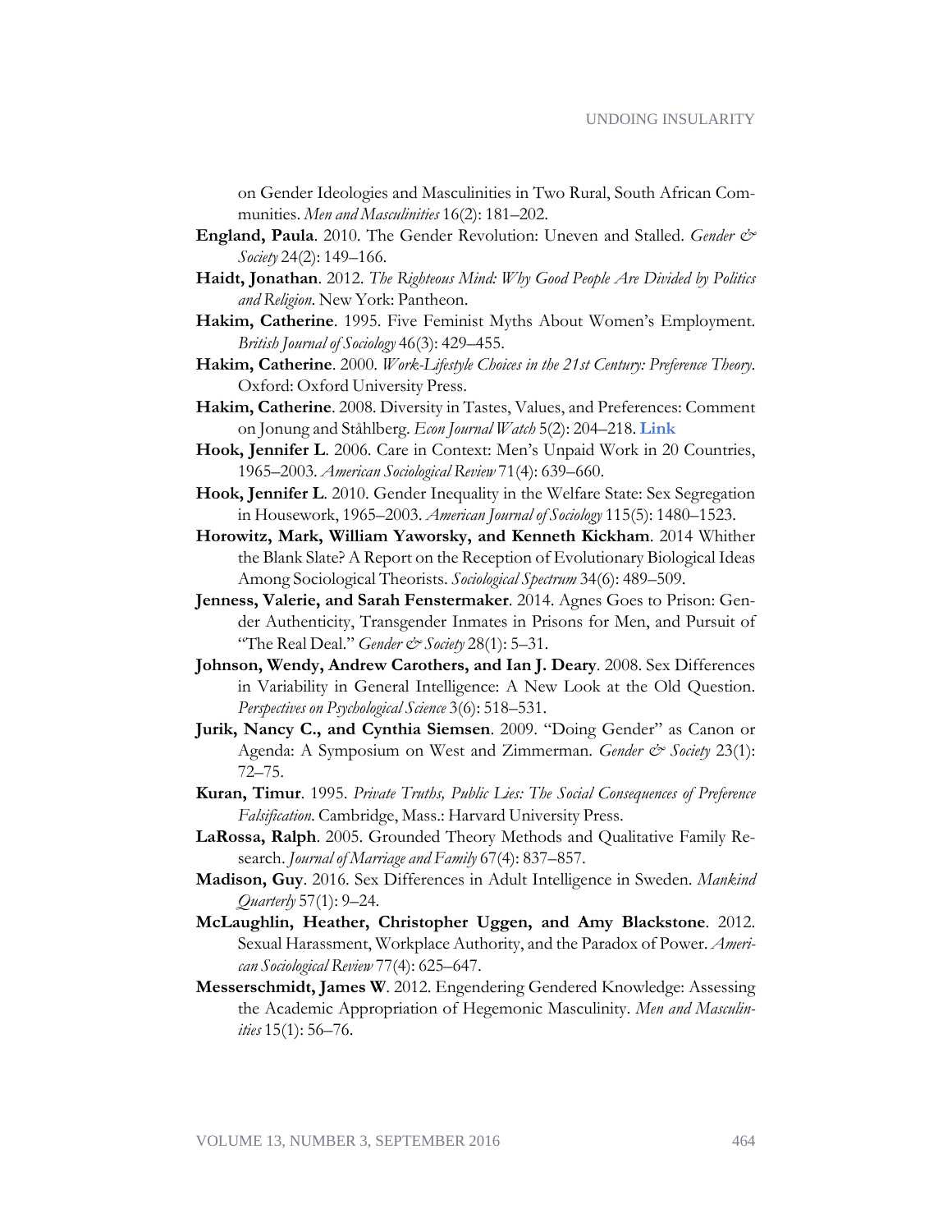on Gender Ideologies and Masculinities in Two Rural, South African Communities. *Men and Masculinities* 16(2): 181–202.

**England, Paula**. 2010. The Gender Revolution: Uneven and Stalled. *Gender & Society* 24(2): 149–166.

**Haidt, Jonathan**. 2012. *The Righteous Mind: Why Good People Are Divided by Politics and Religion*. New York: Pantheon.

**Hakim, Catherine**. 1995. Five Feminist Myths About Women's Employment. *British Journal of Sociology* 46(3): 429–455.

**Hakim, Catherine**. 2000. *Work-Lifestyle Choices in the 21st Century: Preference Theory*. Oxford: Oxford University Press.

**Hakim, Catherine**. 2008. Diversity in Tastes, Values, and Preferences: Comment on Jonung and Ståhlberg. *Econ Journal Watch* 5(2): 204–218. **Link**

**Hook, Jennifer L**. 2006. Care in Context: Men's Unpaid Work in 20 Countries, 1965–2003. *American Sociological Review* 71(4): 639–660.

**Hook, Jennifer L**. 2010. Gender Inequality in the Welfare State: Sex Segregation in Housework, 1965–2003. *American Journal of Sociology* 115(5): 1480–1523.

**Horowitz, Mark, William Yaworsky, and Kenneth Kickham**. 2014 Whither the Blank Slate? A Report on the Reception of Evolutionary Biological Ideas Among Sociological Theorists. *Sociological Spectrum* 34(6): 489–509.

**Jenness, Valerie, and Sarah Fenstermaker**. 2014. Agnes Goes to Prison: Gender Authenticity, Transgender Inmates in Prisons for Men, and Pursuit of "The Real Deal." *Gender & Society* 28(1): 5–31.

**Johnson, Wendy, Andrew Carothers, and Ian J. Deary**. 2008. Sex Differences in Variability in General Intelligence: A New Look at the Old Question. *Perspectives on Psychological Science* 3(6): 518–531.

**Jurik, Nancy C., and Cynthia Siemsen**. 2009. "Doing Gender" as Canon or Agenda: A Symposium on West and Zimmerman. *Gender & Society* 23(1): 72–75.

**Kuran, Timur**. 1995. *Private Truths, Public Lies: The Social Consequences of Preference Falsification*. Cambridge, Mass.: Harvard University Press.

**LaRossa, Ralph**. 2005. Grounded Theory Methods and Qualitative Family Research. *Journal of Marriage and Family* 67(4): 837–857.

**Madison, Guy**. 2016. Sex Differences in Adult Intelligence in Sweden. *Mankind Quarterly* 57(1): 9–24.

**McLaughlin, Heather, Christopher Uggen, and Amy Blackstone**. 2012. Sexual Harassment, Workplace Authority, and the Paradox of Power. *American Sociological Review* 77(4): 625–647.

**Messerschmidt, James W**. 2012. Engendering Gendered Knowledge: Assessing the Academic Appropriation of Hegemonic Masculinity. *Men and Masculinities* 15(1): 56–76.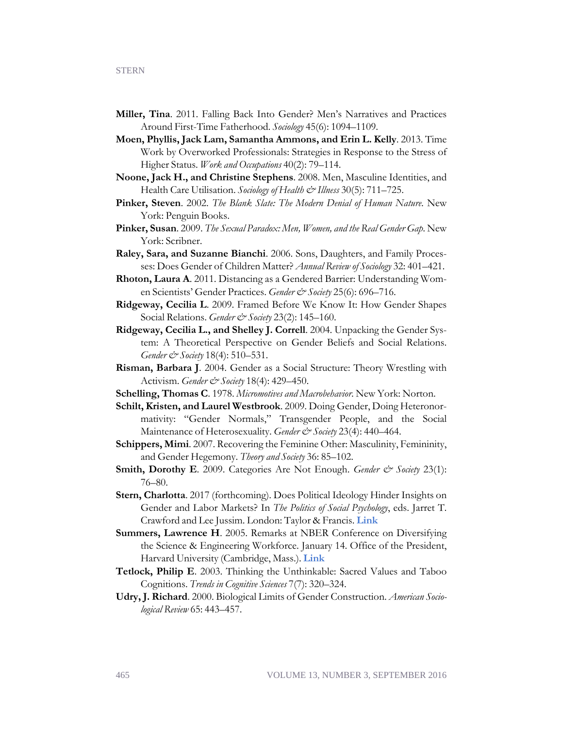**Miller, Tina**. 2011. Falling Back Into Gender? Men's Narratives and Practices Around First-Time Fatherhood. *Sociology* 45(6): 1094–1109.

**Moen, Phyllis, Jack Lam, Samantha Ammons, and Erin L. Kelly**. 2013. Time Work by Overworked Professionals: Strategies in Response to the Stress of Higher Status. *Work and Occupations* 40(2): 79–114.

**Noone, Jack H., and Christine Stephens**. 2008. Men, Masculine Identities, and Health Care Utilisation. *Sociology of Health & Illness* 30(5): 711–725.

**Pinker, Steven**. 2002. *The Blank Slate: The Modern Denial of Human Nature*. New York: Penguin Books.

**Pinker, Susan**. 2009. *The Sexual Paradox: Men, Women, and the Real Gender Gap*. New York: Scribner.

**Raley, Sara, and Suzanne Bianchi**. 2006. Sons, Daughters, and Family Processes: Does Gender of Children Matter? *Annual Review of Sociology* 32: 401–421.

**Rhoton, Laura A**. 2011. Distancing as a Gendered Barrier: Understanding Women Scientists' Gender Practices. *Gender & Society* 25(6): 696–716.

**Ridgeway, Cecilia L**. 2009. Framed Before We Know It: How Gender Shapes Social Relations. *Gender & Society* 23(2): 145–160.

**Ridgeway, Cecilia L., and Shelley J. Correll**. 2004. Unpacking the Gender System: A Theoretical Perspective on Gender Beliefs and Social Relations. *Gender & Society* 18(4): 510–531.

**Risman, Barbara J**. 2004. Gender as a Social Structure: Theory Wrestling with Activism. *Gender & Society* 18(4): 429–450.

**Schelling, Thomas C**. 1978. *Micromotives and Macrobehavior*. New York: Norton.

**Schilt, Kristen, and Laurel Westbrook**. 2009. Doing Gender, Doing Heteronormativity: "Gender Normals," Transgender People, and the Social Maintenance of Heterosexuality. *Gender & Society* 23(4): 440–464.

**Schippers, Mimi**. 2007. Recovering the Feminine Other: Masculinity, Femininity, and Gender Hegemony. *Theory and Society* 36: 85–102.

**Smith, Dorothy E**. 2009. Categories Are Not Enough. *Gender & Society* 23(1): 76–80.

**Stern, Charlotta**. 2017 (forthcoming). Does Political Ideology Hinder Insights on Gender and Labor Markets? In *The Politics of Social Psychology*, eds. Jarret T. Crawford and Lee Jussim. London: Taylor & Francis. Link

**Summers, Lawrence H**. 2005. Remarks at NBER Conference on Diversifying the Science & Engineering Workforce. January 14. Office of the President, Harvard University (Cambridge, Mass.). Link

**Tetlock, Philip E**. 2003. Thinking the Unthinkable: Sacred Values and Taboo Cognitions. *Trends in Cognitive Sciences* 7(7): 320–324.

**Udry, J. Richard**. 2000. Biological Limits of Gender Construction. *American Sociological Review* 65: 443–457.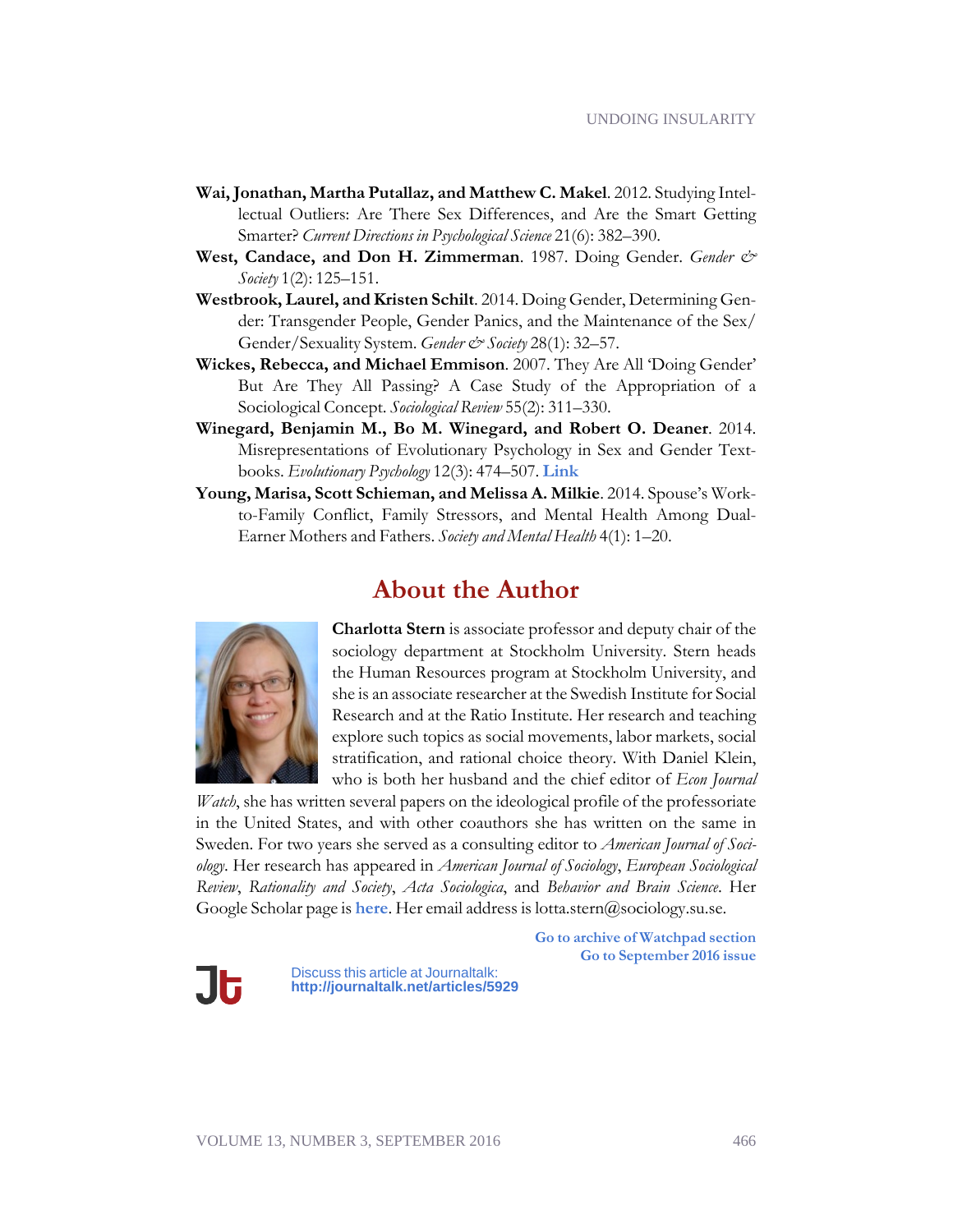**Wai, Jonathan, Martha Putallaz, and Matthew C. Makel**. 2012. Studying Intellectual Outliers: Are There Sex Differences, and Are the Smart Getting Smarter? *Current Directions in Psychological Science* 21(6): 382–390.

**West, Candace, and Don H. Zimmerman**. 1987. Doing Gender. *Gender & Society* 1(2): 125–151.

**Westbrook, Laurel, and Kristen Schilt**. 2014. Doing Gender, Determining Gender: Transgender People, Gender Panics, and the Maintenance of the Sex/Gender/Sexuality System. *Gender & Society* 28(1): 32–57.

**Wickes, Rebecca, and Michael Emmison**. 2007. They Are All 'Doing Gender' But Are They All Passing? A Case Study of the Appropriation of a Sociological Concept. *Sociological Review* 55(2): 311–330.

**Winegard, Benjamin M., Bo M. Winegard, and Robert O. Deaner**. 2014. Misrepresentations of Evolutionary Psychology in Sex and Gender Textbooks. *Evolutionary Psychology* 12(3): 474–507. **Link**

**Young, Marisa, Scott Schieman, and Melissa A. Milkie**. 2014. Spouse's Work-to-Family Conflict, Family Stressors, and Mental Health Among Dual-Earner Mothers and Fathers. *Society and Mental Health* 4(1): 1–20.

## About the Author

**Charlotta Stern** is associate professor and deputy chair of the sociology department at Stockholm University. Stern heads the Human Resources program at Stockholm University, and she is an associate researcher at the Swedish Institute for Social Research and at the Ratio Institute. Her research and teaching explore such topics as social movements, labor markets, social stratification, and rational choice theory. With Daniel Klein, who is both her husband and the chief editor of *Econ Journal Watch*, she has written several papers on the ideological profile of the professoriate in the United States, and with other coauthors she has written on the same in Sweden. For two years she served as a consulting editor to *American Journal of Sociology*. Her research has appeared in *American Journal of Sociology*, *European Sociological Review*, *Rationality and Society*, *Acta Sociologica*, and *Behavior and Brain Science*. Her Google Scholar page is **here**. Her email address is lotta.stern@sociology.su.se.

**Go to archive of Watchpad section**
**Go to September 2016 issue**

Discuss this article at Journaltalk:
**http://journaltalk.net/articles/5929**